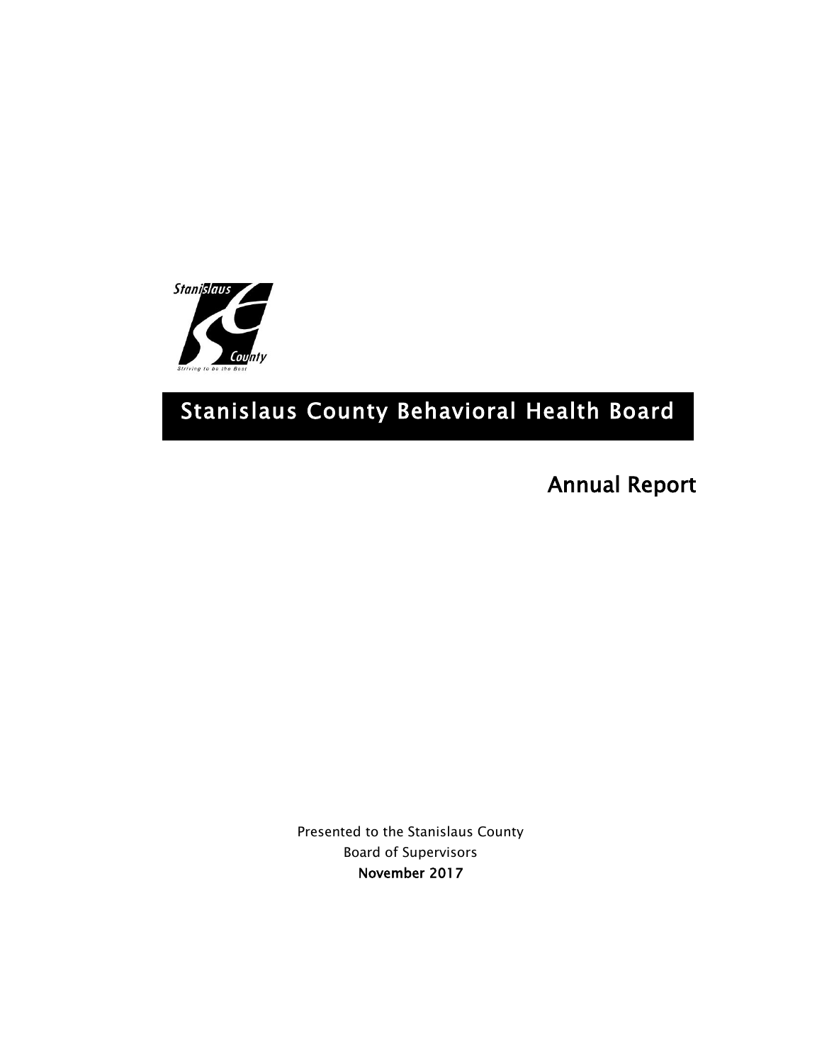# Stanislaus County Behavioral Health Board

## Annual Report

Presented to the Stanislaus County
Board of Supervisors
**November 2017**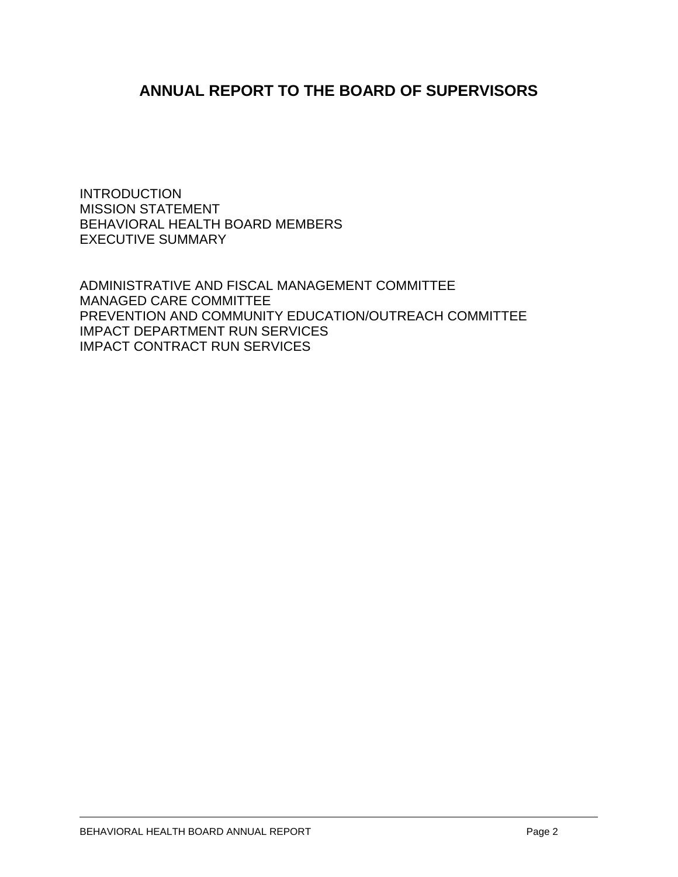# ANNUAL REPORT TO THE BOARD OF SUPERVISORS

INTRODUCTION
MISSION STATEMENT
BEHAVIORAL HEALTH BOARD MEMBERS
EXECUTIVE SUMMARY

ADMINISTRATIVE AND FISCAL MANAGEMENT COMMITTEE
MANAGED CARE COMMITTEE
PREVENTION AND COMMUNITY EDUCATION/OUTREACH COMMITTEE
IMPACT DEPARTMENT RUN SERVICES
IMPACT CONTRACT RUN SERVICES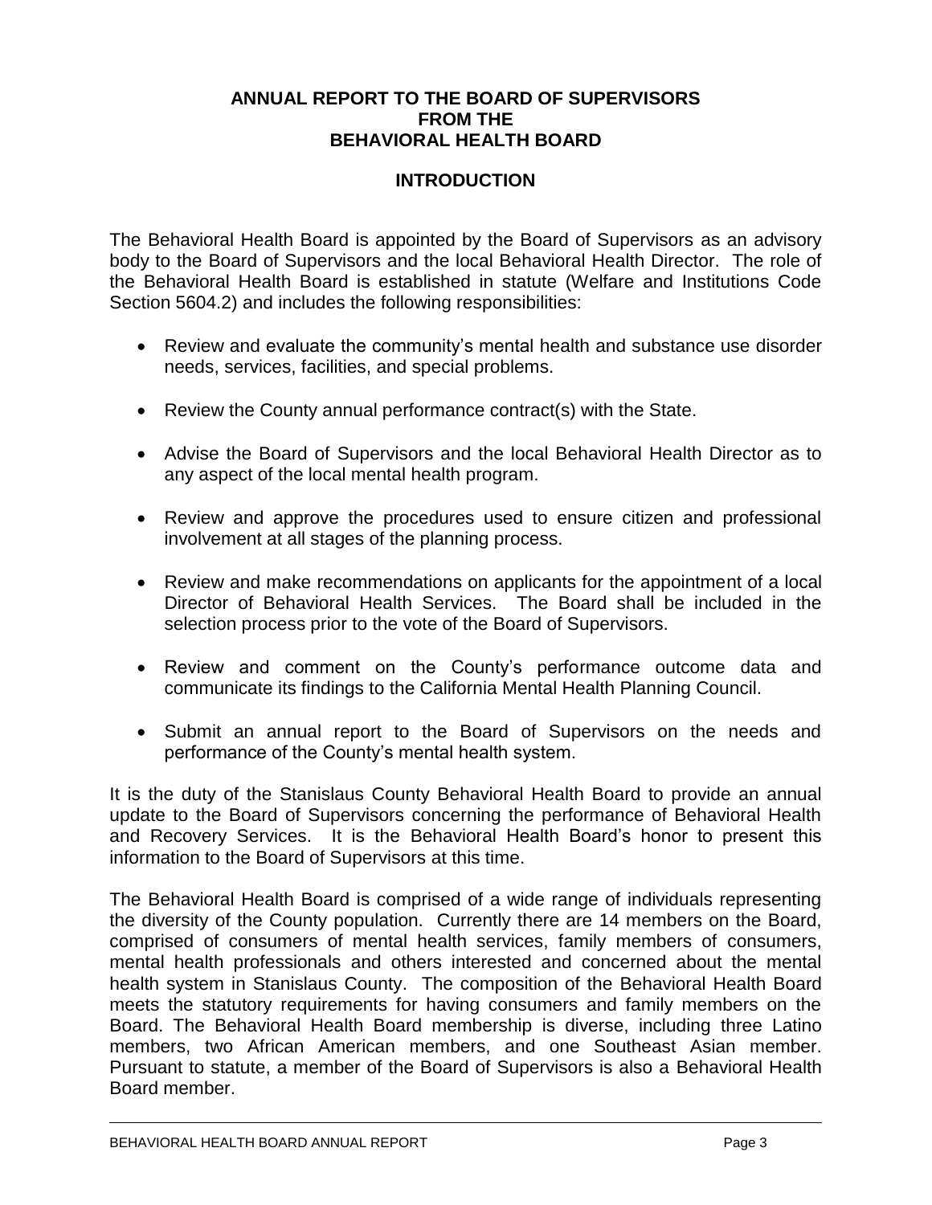**ANNUAL REPORT TO THE BOARD OF SUPERVISORS**
**FROM THE**
**BEHAVIORAL HEALTH BOARD**

## INTRODUCTION

The Behavioral Health Board is appointed by the Board of Supervisors as an advisory body to the Board of Supervisors and the local Behavioral Health Director. The role of the Behavioral Health Board is established in statute (Welfare and Institutions Code Section 5604.2) and includes the following responsibilities:

- Review and evaluate the community's mental health and substance use disorder needs, services, facilities, and special problems.
- Review the County annual performance contract(s) with the State.
- Advise the Board of Supervisors and the local Behavioral Health Director as to any aspect of the local mental health program.
- Review and approve the procedures used to ensure citizen and professional involvement at all stages of the planning process.
- Review and make recommendations on applicants for the appointment of a local Director of Behavioral Health Services. The Board shall be included in the selection process prior to the vote of the Board of Supervisors.
- Review and comment on the County's performance outcome data and communicate its findings to the California Mental Health Planning Council.
- Submit an annual report to the Board of Supervisors on the needs and performance of the County's mental health system.

It is the duty of the Stanislaus County Behavioral Health Board to provide an annual update to the Board of Supervisors concerning the performance of Behavioral Health and Recovery Services. It is the Behavioral Health Board's honor to present this information to the Board of Supervisors at this time.

The Behavioral Health Board is comprised of a wide range of individuals representing the diversity of the County population. Currently there are 14 members on the Board, comprised of consumers of mental health services, family members of consumers, mental health professionals and others interested and concerned about the mental health system in Stanislaus County. The composition of the Behavioral Health Board meets the statutory requirements for having consumers and family members on the Board. The Behavioral Health Board membership is diverse, including three Latino members, two African American members, and one Southeast Asian member. Pursuant to statute, a member of the Board of Supervisors is also a Behavioral Health Board member.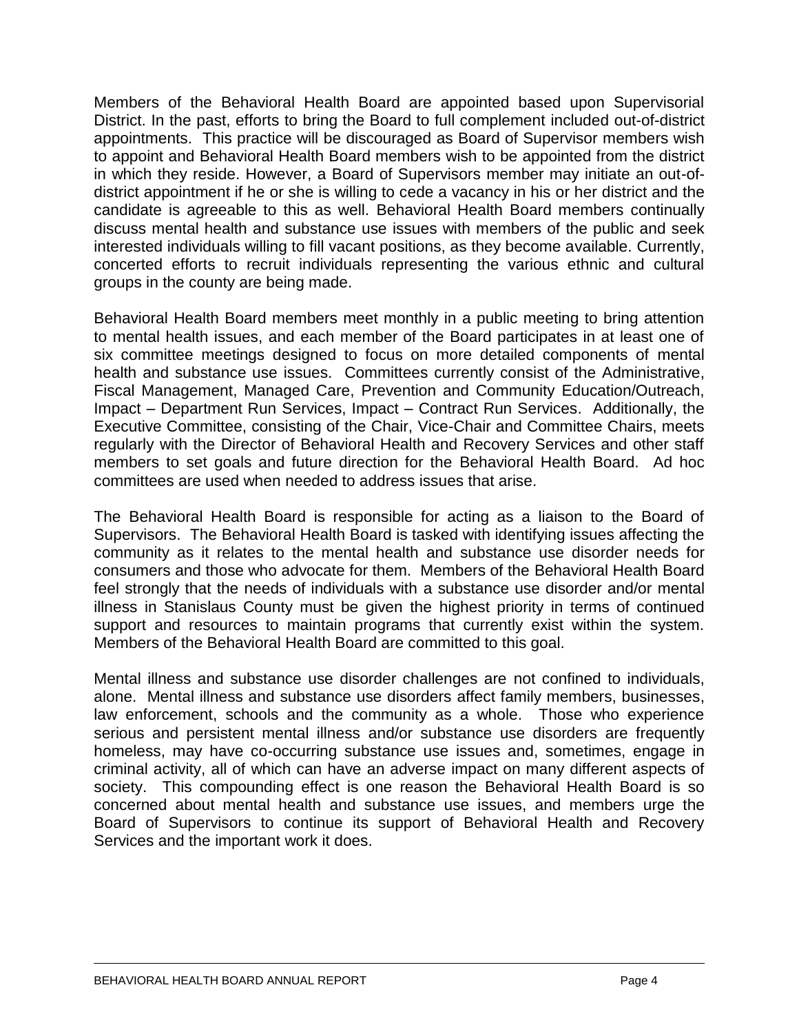Members of the Behavioral Health Board are appointed based upon Supervisorial District. In the past, efforts to bring the Board to full complement included out-of-district appointments. This practice will be discouraged as Board of Supervisor members wish to appoint and Behavioral Health Board members wish to be appointed from the district in which they reside. However, a Board of Supervisors member may initiate an out-of-district appointment if he or she is willing to cede a vacancy in his or her district and the candidate is agreeable to this as well. Behavioral Health Board members continually discuss mental health and substance use issues with members of the public and seek interested individuals willing to fill vacant positions, as they become available. Currently, concerted efforts to recruit individuals representing the various ethnic and cultural groups in the county are being made.

Behavioral Health Board members meet monthly in a public meeting to bring attention to mental health issues, and each member of the Board participates in at least one of six committee meetings designed to focus on more detailed components of mental health and substance use issues. Committees currently consist of the Administrative, Fiscal Management, Managed Care, Prevention and Community Education/Outreach, Impact – Department Run Services, Impact – Contract Run Services. Additionally, the Executive Committee, consisting of the Chair, Vice-Chair and Committee Chairs, meets regularly with the Director of Behavioral Health and Recovery Services and other staff members to set goals and future direction for the Behavioral Health Board. Ad hoc committees are used when needed to address issues that arise.

The Behavioral Health Board is responsible for acting as a liaison to the Board of Supervisors. The Behavioral Health Board is tasked with identifying issues affecting the community as it relates to the mental health and substance use disorder needs for consumers and those who advocate for them. Members of the Behavioral Health Board feel strongly that the needs of individuals with a substance use disorder and/or mental illness in Stanislaus County must be given the highest priority in terms of continued support and resources to maintain programs that currently exist within the system. Members of the Behavioral Health Board are committed to this goal.

Mental illness and substance use disorder challenges are not confined to individuals, alone. Mental illness and substance use disorders affect family members, businesses, law enforcement, schools and the community as a whole. Those who experience serious and persistent mental illness and/or substance use disorders are frequently homeless, may have co-occurring substance use issues and, sometimes, engage in criminal activity, all of which can have an adverse impact on many different aspects of society. This compounding effect is one reason the Behavioral Health Board is so concerned about mental health and substance use issues, and members urge the Board of Supervisors to continue its support of Behavioral Health and Recovery Services and the important work it does.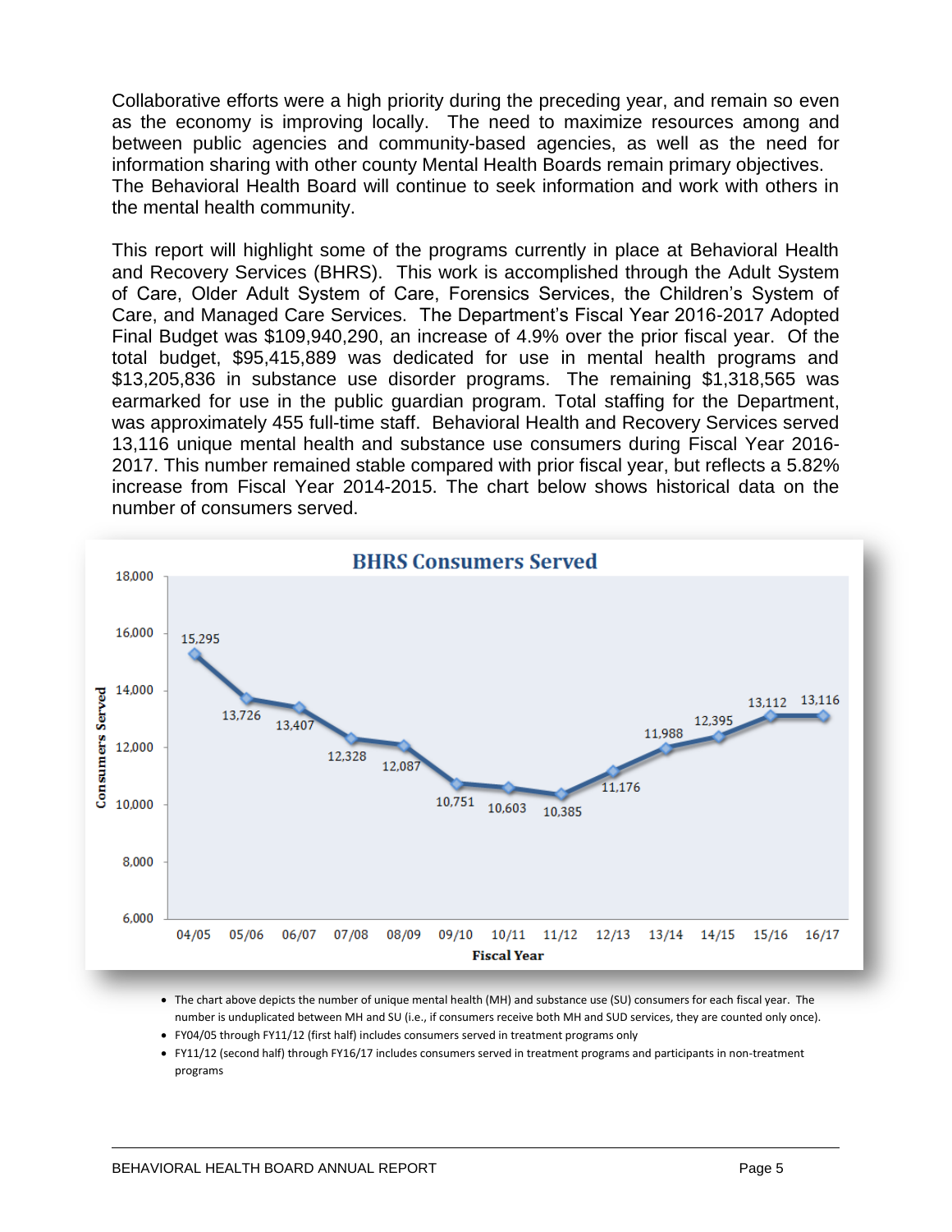Collaborative efforts were a high priority during the preceding year, and remain so even as the economy is improving locally. The need to maximize resources among and between public agencies and community-based agencies, as well as the need for information sharing with other county Mental Health Boards remain primary objectives. The Behavioral Health Board will continue to seek information and work with others in the mental health community.

This report will highlight some of the programs currently in place at Behavioral Health and Recovery Services (BHRS). This work is accomplished through the Adult System of Care, Older Adult System of Care, Forensics Services, the Children's System of Care, and Managed Care Services. The Department's Fiscal Year 2016-2017 Adopted Final Budget was $109,940,290, an increase of 4.9% over the prior fiscal year. Of the total budget, $95,415,889 was dedicated for use in mental health programs and $13,205,836 in substance use disorder programs. The remaining $1,318,565 was earmarked for use in the public guardian program. Total staffing for the Department, was approximately 455 full-time staff. Behavioral Health and Recovery Services served 13,116 unique mental health and substance use consumers during Fiscal Year 2016-2017. This number remained stable compared with prior fiscal year, but reflects a 5.82% increase from Fiscal Year 2014-2015. The chart below shows historical data on the number of consumers served.

**BHRS Consumers Served**

| Fiscal Year | Consumers Served |
|---|---|
| 04/05 | 15,295 |
| 05/06 | 13,726 |
| 06/07 | 13,407 |
| 07/08 | 12,328 |
| 08/09 | 12,087 |
| 09/10 | 10,751 |
| 10/11 | 10,603 |
| 11/12 | 10,385 |
| 12/13 | 11,176 |
| 13/14 | 11,988 |
| 14/15 | 12,395 |
| 15/16 | 13,112 |
| 16/17 | 13,116 |

- The chart above depicts the number of unique mental health (MH) and substance use (SU) consumers for each fiscal year. The number is unduplicated between MH and SU (i.e., if consumers receive both MH and SUD services, they are counted only once).
- FY04/05 through FY11/12 (first half) includes consumers served in treatment programs only
- FY11/12 (second half) through FY16/17 includes consumers served in treatment programs and participants in non-treatment programs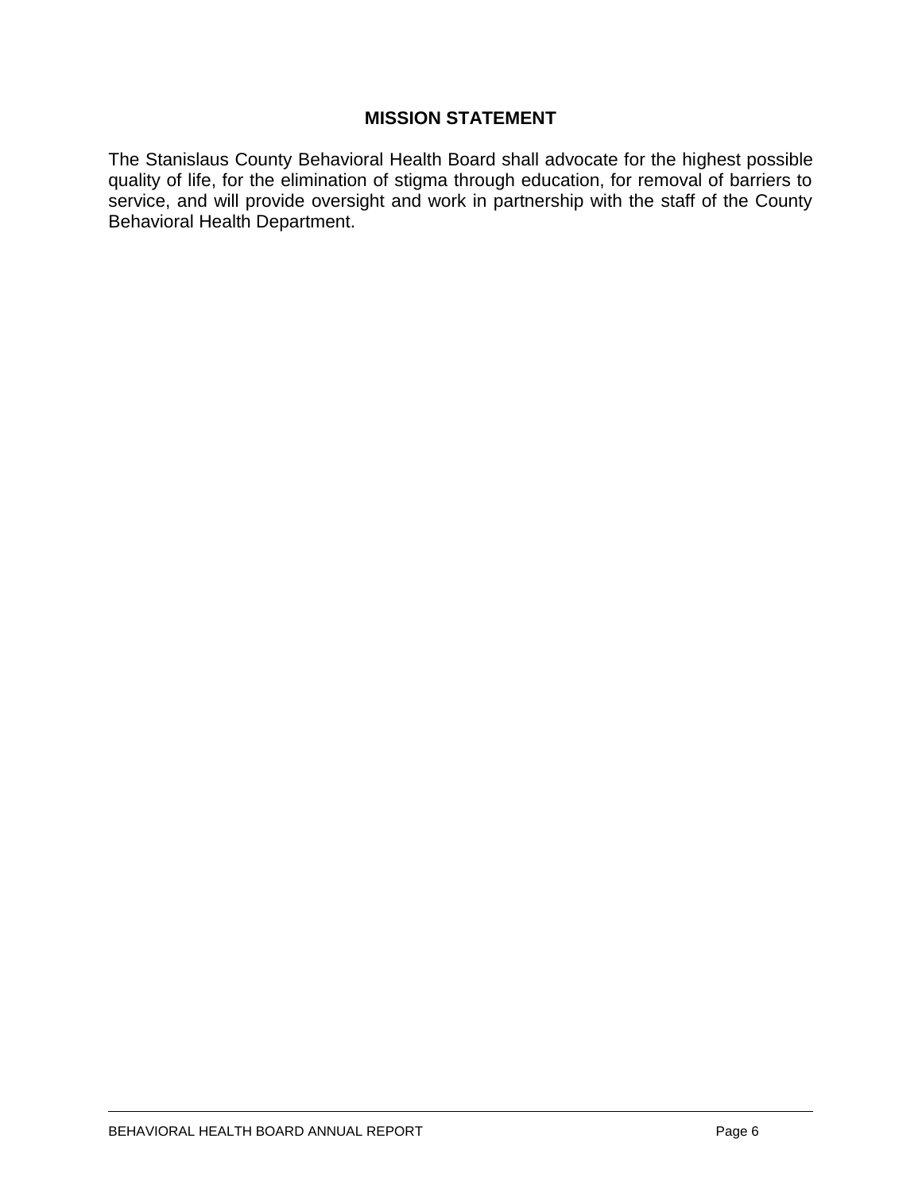## MISSION STATEMENT

The Stanislaus County Behavioral Health Board shall advocate for the highest possible quality of life, for the elimination of stigma through education, for removal of barriers to service, and will provide oversight and work in partnership with the staff of the County Behavioral Health Department.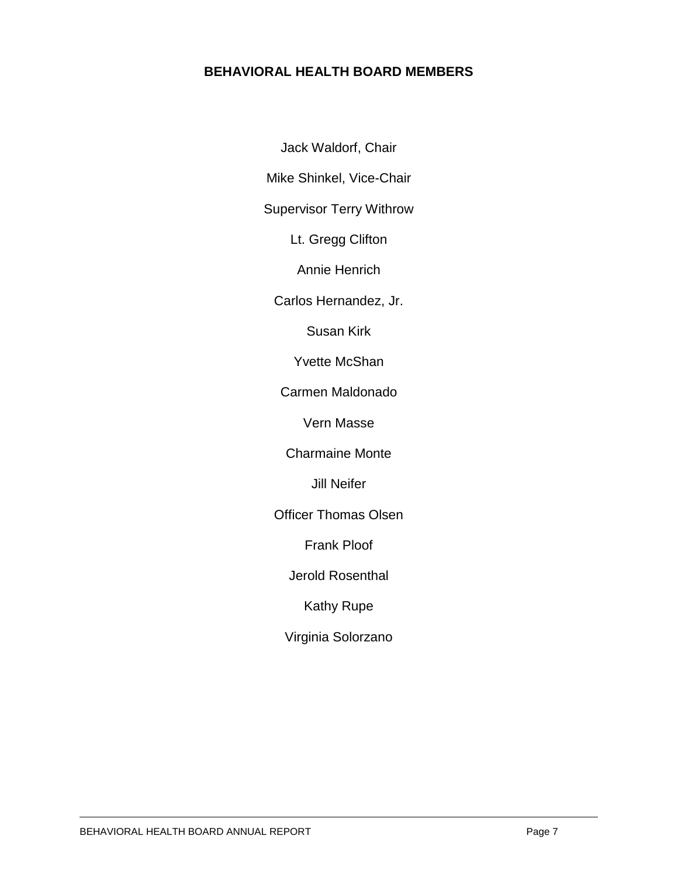## BEHAVIORAL HEALTH BOARD MEMBERS

Jack Waldorf, Chair

Mike Shinkel, Vice-Chair

Supervisor Terry Withrow

Lt. Gregg Clifton

Annie Henrich

Carlos Hernandez, Jr.

Susan Kirk

Yvette McShan

Carmen Maldonado

Vern Masse

Charmaine Monte

Jill Neifer

Officer Thomas Olsen

Frank Ploof

Jerold Rosenthal

Kathy Rupe

Virginia Solorzano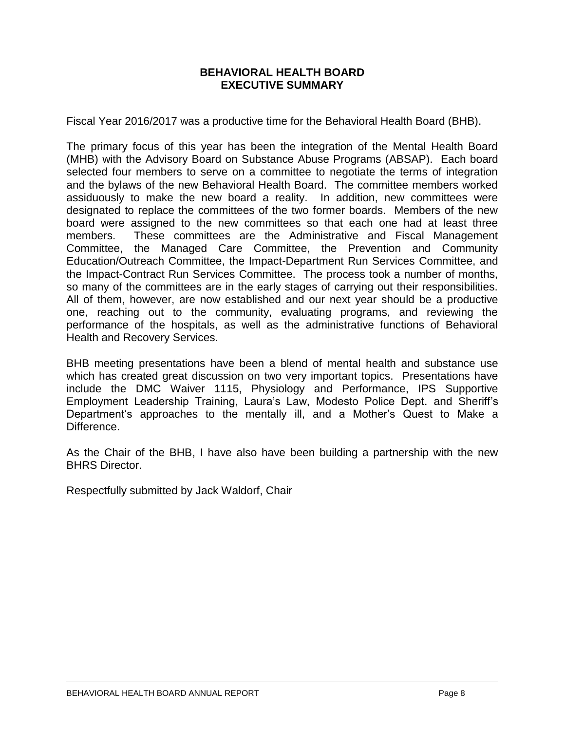# BEHAVIORAL HEALTH BOARD
## EXECUTIVE SUMMARY

Fiscal Year 2016/2017 was a productive time for the Behavioral Health Board (BHB).

The primary focus of this year has been the integration of the Mental Health Board (MHB) with the Advisory Board on Substance Abuse Programs (ABSAP). Each board selected four members to serve on a committee to negotiate the terms of integration and the bylaws of the new Behavioral Health Board. The committee members worked assiduously to make the new board a reality. In addition, new committees were designated to replace the committees of the two former boards. Members of the new board were assigned to the new committees so that each one had at least three members. These committees are the Administrative and Fiscal Management Committee, the Managed Care Committee, the Prevention and Community Education/Outreach Committee, the Impact-Department Run Services Committee, and the Impact-Contract Run Services Committee. The process took a number of months, so many of the committees are in the early stages of carrying out their responsibilities. All of them, however, are now established and our next year should be a productive one, reaching out to the community, evaluating programs, and reviewing the performance of the hospitals, as well as the administrative functions of Behavioral Health and Recovery Services.

BHB meeting presentations have been a blend of mental health and substance use which has created great discussion on two very important topics. Presentations have include the DMC Waiver 1115, Physiology and Performance, IPS Supportive Employment Leadership Training, Laura's Law, Modesto Police Dept. and Sheriff's Department's approaches to the mentally ill, and a Mother's Quest to Make a Difference.

As the Chair of the BHB, I have also have been building a partnership with the new BHRS Director.

Respectfully submitted by Jack Waldorf, Chair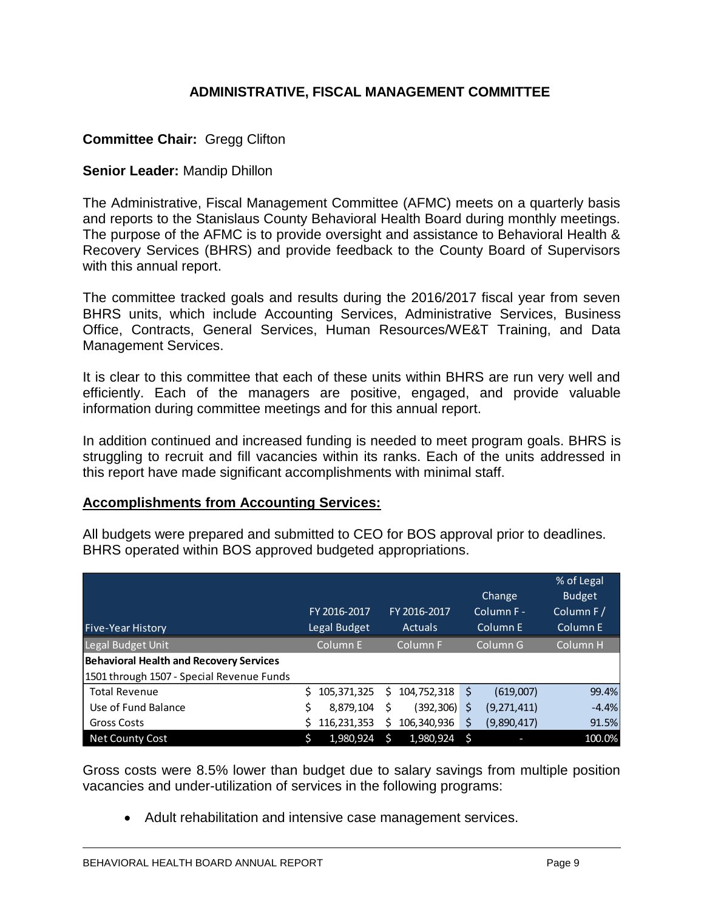## ADMINISTRATIVE, FISCAL MANAGEMENT COMMITTEE

**Committee Chair:** Gregg Clifton

**Senior Leader:** Mandip Dhillon

The Administrative, Fiscal Management Committee (AFMC) meets on a quarterly basis and reports to the Stanislaus County Behavioral Health Board during monthly meetings. The purpose of the AFMC is to provide oversight and assistance to Behavioral Health & Recovery Services (BHRS) and provide feedback to the County Board of Supervisors with this annual report.

The committee tracked goals and results during the 2016/2017 fiscal year from seven BHRS units, which include Accounting Services, Administrative Services, Business Office, Contracts, General Services, Human Resources/WE&T Training, and Data Management Services.

It is clear to this committee that each of these units within BHRS are run very well and efficiently. Each of the managers are positive, engaged, and provide valuable information during committee meetings and for this annual report.

In addition continued and increased funding is needed to meet program goals. BHRS is struggling to recruit and fill vacancies within its ranks. Each of the units addressed in this report have made significant accomplishments with minimal staff.

**Accomplishments from Accounting Services:**

All budgets were prepared and submitted to CEO for BOS approval prior to deadlines. BHRS operated within BOS approved budgeted appropriations.

| Five-Year History | FY 2016-2017 Legal Budget | FY 2016-2017 Actuals | Change Column F - Column E | % of Legal Budget Column F / Column E |
|---|---|---|---|---|
| Legal Budget Unit | Column E | Column F | Column G | Column H |
| **Behavioral Health and Recovery Services** | | | | |
| 1501 through 1507 - Special Revenue Funds | | | | |
| Total Revenue | $ 105,371,325 | $ 104,752,318 | $ (619,007) | 99.4% |
| Use of Fund Balance | $ 8,879,104 | $ (392,306) | $ (9,271,411) | -4.4% |
| Gross Costs | $ 116,231,353 | $ 106,340,936 | $ (9,890,417) | 91.5% |
| Net County Cost | $ 1,980,924 | $ 1,980,924 | $ - | 100.0% |

Gross costs were 8.5% lower than budget due to salary savings from multiple position vacancies and under-utilization of services in the following programs:

- Adult rehabilitation and intensive case management services.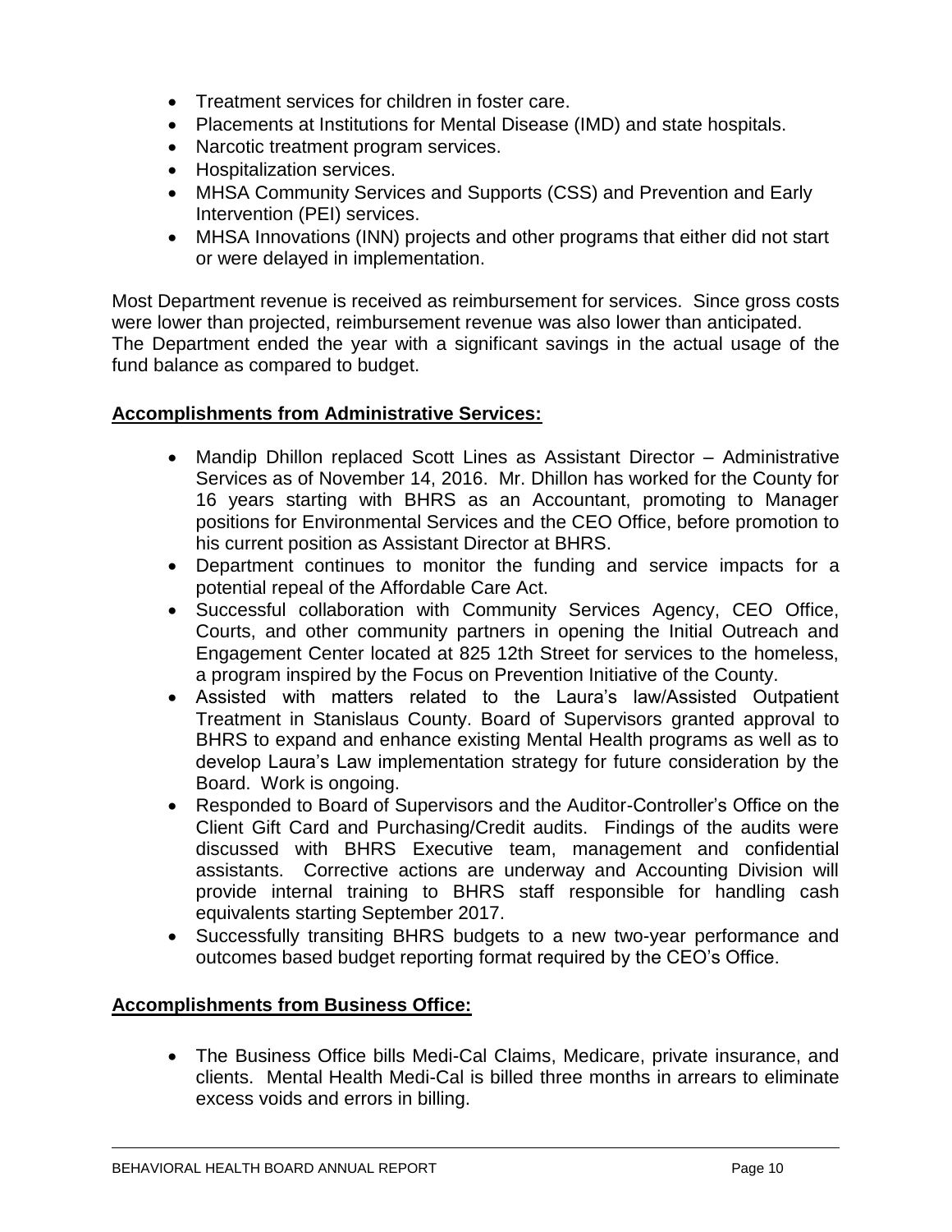- Treatment services for children in foster care.
- Placements at Institutions for Mental Disease (IMD) and state hospitals.
- Narcotic treatment program services.
- Hospitalization services.
- MHSA Community Services and Supports (CSS) and Prevention and Early Intervention (PEI) services.
- MHSA Innovations (INN) projects and other programs that either did not start or were delayed in implementation.

Most Department revenue is received as reimbursement for services. Since gross costs were lower than projected, reimbursement revenue was also lower than anticipated. The Department ended the year with a significant savings in the actual usage of the fund balance as compared to budget.

**Accomplishments from Administrative Services:**

- Mandip Dhillon replaced Scott Lines as Assistant Director – Administrative Services as of November 14, 2016. Mr. Dhillon has worked for the County for 16 years starting with BHRS as an Accountant, promoting to Manager positions for Environmental Services and the CEO Office, before promotion to his current position as Assistant Director at BHRS.
- Department continues to monitor the funding and service impacts for a potential repeal of the Affordable Care Act.
- Successful collaboration with Community Services Agency, CEO Office, Courts, and other community partners in opening the Initial Outreach and Engagement Center located at 825 12th Street for services to the homeless, a program inspired by the Focus on Prevention Initiative of the County.
- Assisted with matters related to the Laura's law/Assisted Outpatient Treatment in Stanislaus County. Board of Supervisors granted approval to BHRS to expand and enhance existing Mental Health programs as well as to develop Laura's Law implementation strategy for future consideration by the Board. Work is ongoing.
- Responded to Board of Supervisors and the Auditor-Controller's Office on the Client Gift Card and Purchasing/Credit audits. Findings of the audits were discussed with BHRS Executive team, management and confidential assistants. Corrective actions are underway and Accounting Division will provide internal training to BHRS staff responsible for handling cash equivalents starting September 2017.
- Successfully transiting BHRS budgets to a new two-year performance and outcomes based budget reporting format required by the CEO's Office.

**Accomplishments from Business Office:**

- The Business Office bills Medi-Cal Claims, Medicare, private insurance, and clients. Mental Health Medi-Cal is billed three months in arrears to eliminate excess voids and errors in billing.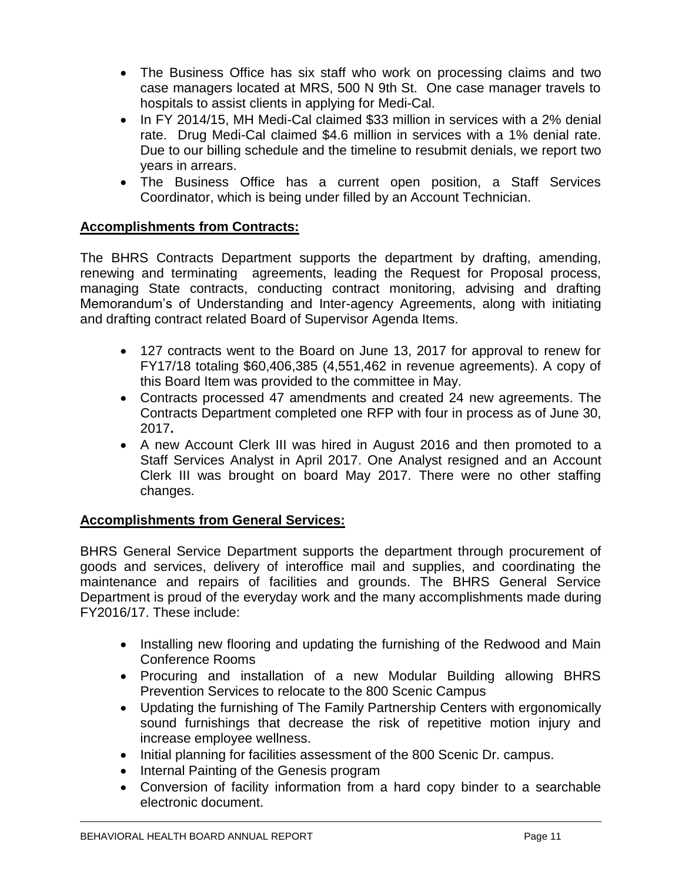- The Business Office has six staff who work on processing claims and two case managers located at MRS, 500 N 9th St. One case manager travels to hospitals to assist clients in applying for Medi-Cal.
- In FY 2014/15, MH Medi-Cal claimed $33 million in services with a 2% denial rate. Drug Medi-Cal claimed $4.6 million in services with a 1% denial rate. Due to our billing schedule and the timeline to resubmit denials, we report two years in arrears.
- The Business Office has a current open position, a Staff Services Coordinator, which is being under filled by an Account Technician.

## **Accomplishments from Contracts:**

The BHRS Contracts Department supports the department by drafting, amending, renewing and terminating agreements, leading the Request for Proposal process, managing State contracts, conducting contract monitoring, advising and drafting Memorandum's of Understanding and Inter-agency Agreements, along with initiating and drafting contract related Board of Supervisor Agenda Items.

- 127 contracts went to the Board on June 13, 2017 for approval to renew for FY17/18 totaling $60,406,385 (4,551,462 in revenue agreements). A copy of this Board Item was provided to the committee in May.
- Contracts processed 47 amendments and created 24 new agreements. The Contracts Department completed one RFP with four in process as of June 30, 2017.
- A new Account Clerk III was hired in August 2016 and then promoted to a Staff Services Analyst in April 2017. One Analyst resigned and an Account Clerk III was brought on board May 2017. There were no other staffing changes.

## **Accomplishments from General Services:**

BHRS General Service Department supports the department through procurement of goods and services, delivery of interoffice mail and supplies, and coordinating the maintenance and repairs of facilities and grounds. The BHRS General Service Department is proud of the everyday work and the many accomplishments made during FY2016/17. These include:

- Installing new flooring and updating the furnishing of the Redwood and Main Conference Rooms
- Procuring and installation of a new Modular Building allowing BHRS Prevention Services to relocate to the 800 Scenic Campus
- Updating the furnishing of The Family Partnership Centers with ergonomically sound furnishings that decrease the risk of repetitive motion injury and increase employee wellness.
- Initial planning for facilities assessment of the 800 Scenic Dr. campus.
- Internal Painting of the Genesis program
- Conversion of facility information from a hard copy binder to a searchable electronic document.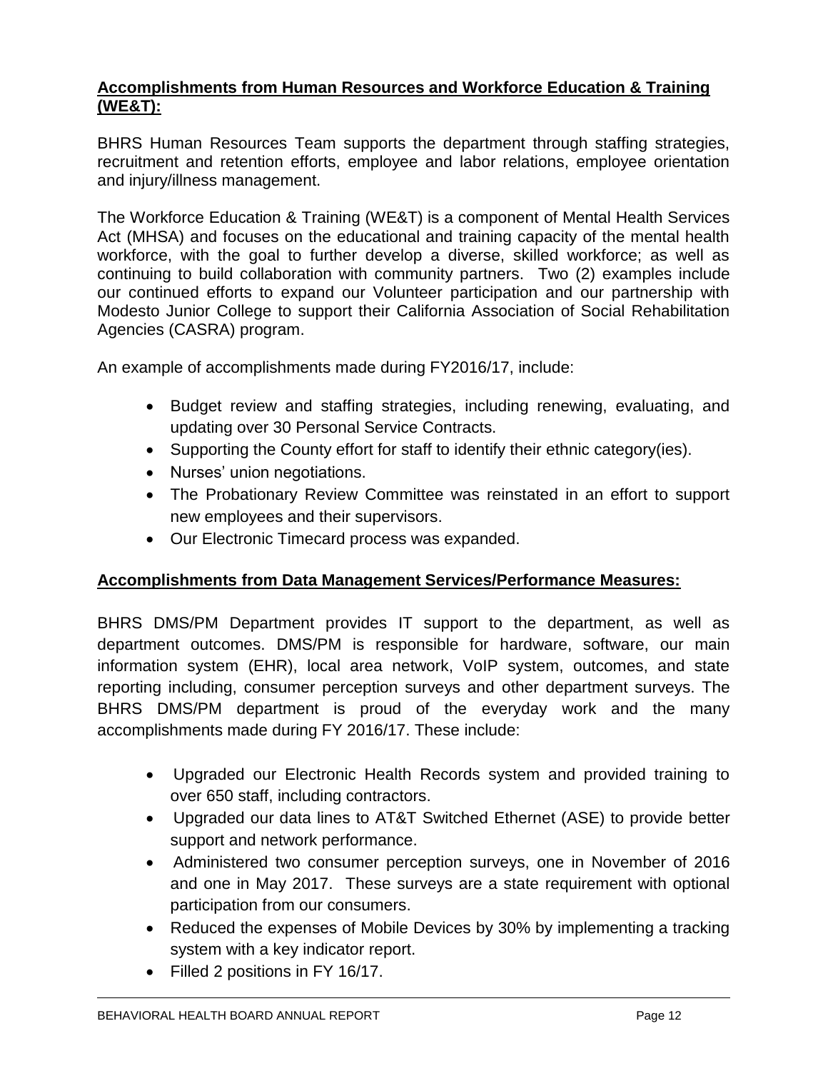**Accomplishments from Human Resources and Workforce Education & Training (WE&T):**

BHRS Human Resources Team supports the department through staffing strategies, recruitment and retention efforts, employee and labor relations, employee orientation and injury/illness management.

The Workforce Education & Training (WE&T) is a component of Mental Health Services Act (MHSA) and focuses on the educational and training capacity of the mental health workforce, with the goal to further develop a diverse, skilled workforce; as well as continuing to build collaboration with community partners. Two (2) examples include our continued efforts to expand our Volunteer participation and our partnership with Modesto Junior College to support their California Association of Social Rehabilitation Agencies (CASRA) program.

An example of accomplishments made during FY2016/17, include:

- Budget review and staffing strategies, including renewing, evaluating, and updating over 30 Personal Service Contracts.
- Supporting the County effort for staff to identify their ethnic category(ies).
- Nurses' union negotiations.
- The Probationary Review Committee was reinstated in an effort to support new employees and their supervisors.
- Our Electronic Timecard process was expanded.

**Accomplishments from Data Management Services/Performance Measures:**

BHRS DMS/PM Department provides IT support to the department, as well as department outcomes. DMS/PM is responsible for hardware, software, our main information system (EHR), local area network, VoIP system, outcomes, and state reporting including, consumer perception surveys and other department surveys. The BHRS DMS/PM department is proud of the everyday work and the many accomplishments made during FY 2016/17. These include:

- Upgraded our Electronic Health Records system and provided training to over 650 staff, including contractors.
- Upgraded our data lines to AT&T Switched Ethernet (ASE) to provide better support and network performance.
- Administered two consumer perception surveys, one in November of 2016 and one in May 2017. These surveys are a state requirement with optional participation from our consumers.
- Reduced the expenses of Mobile Devices by 30% by implementing a tracking system with a key indicator report.
- Filled 2 positions in FY 16/17.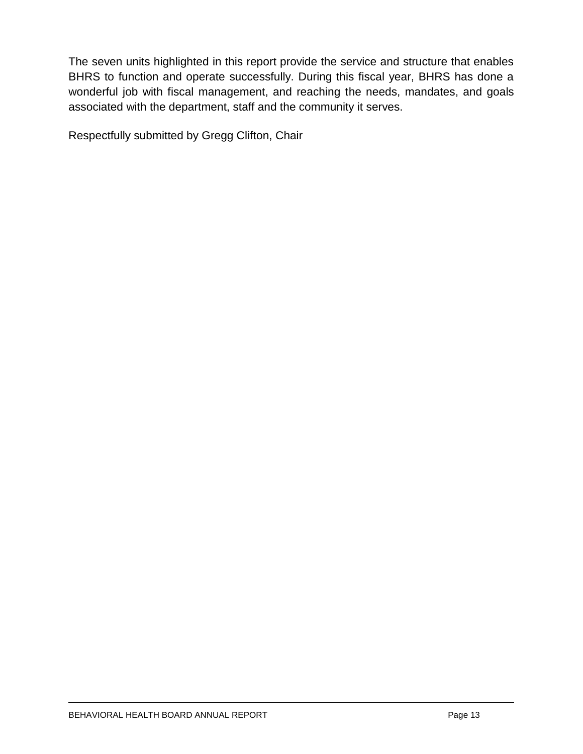The seven units highlighted in this report provide the service and structure that enables BHRS to function and operate successfully. During this fiscal year, BHRS has done a wonderful job with fiscal management, and reaching the needs, mandates, and goals associated with the department, staff and the community it serves.

Respectfully submitted by Gregg Clifton, Chair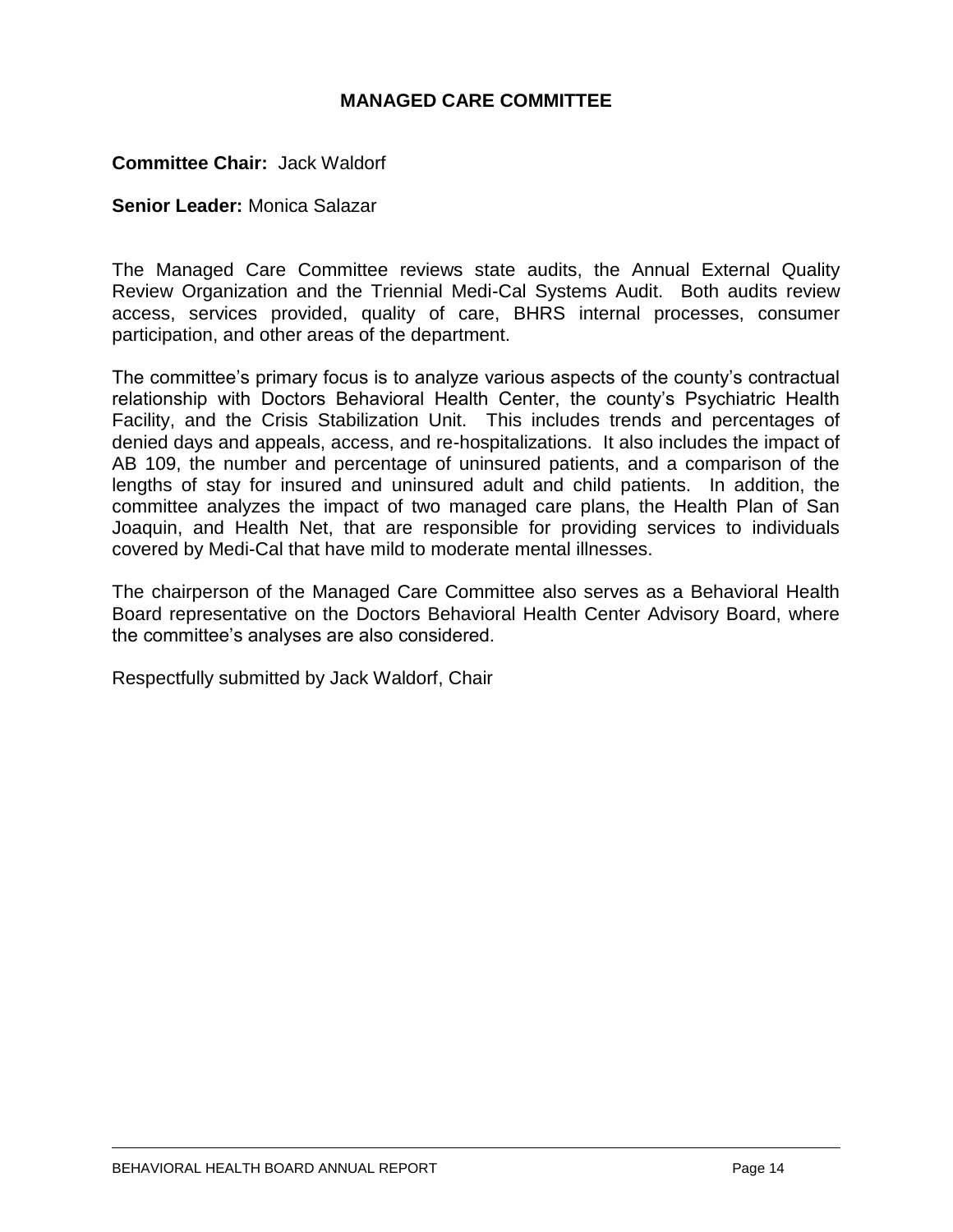## MANAGED CARE COMMITTEE

**Committee Chair:** Jack Waldorf

**Senior Leader:** Monica Salazar

The Managed Care Committee reviews state audits, the Annual External Quality Review Organization and the Triennial Medi-Cal Systems Audit. Both audits review access, services provided, quality of care, BHRS internal processes, consumer participation, and other areas of the department.

The committee's primary focus is to analyze various aspects of the county's contractual relationship with Doctors Behavioral Health Center, the county's Psychiatric Health Facility, and the Crisis Stabilization Unit. This includes trends and percentages of denied days and appeals, access, and re-hospitalizations. It also includes the impact of AB 109, the number and percentage of uninsured patients, and a comparison of the lengths of stay for insured and uninsured adult and child patients. In addition, the committee analyzes the impact of two managed care plans, the Health Plan of San Joaquin, and Health Net, that are responsible for providing services to individuals covered by Medi-Cal that have mild to moderate mental illnesses.

The chairperson of the Managed Care Committee also serves as a Behavioral Health Board representative on the Doctors Behavioral Health Center Advisory Board, where the committee's analyses are also considered.

Respectfully submitted by Jack Waldorf, Chair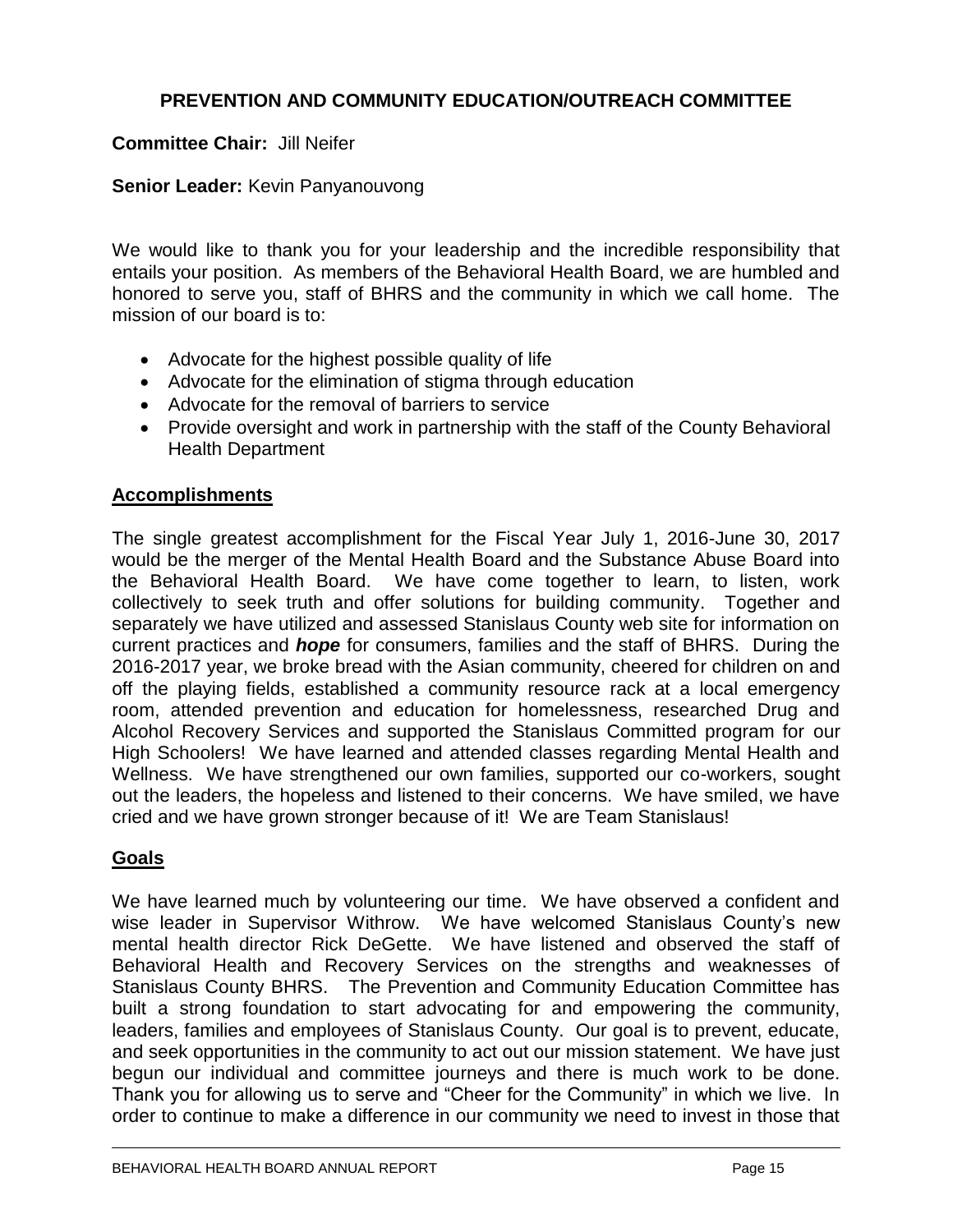## PREVENTION AND COMMUNITY EDUCATION/OUTREACH COMMITTEE

**Committee Chair:** Jill Neifer

**Senior Leader:** Kevin Panyanouvong

We would like to thank you for your leadership and the incredible responsibility that entails your position. As members of the Behavioral Health Board, we are humbled and honored to serve you, staff of BHRS and the community in which we call home. The mission of our board is to:

- Advocate for the highest possible quality of life
- Advocate for the elimination of stigma through education
- Advocate for the removal of barriers to service
- Provide oversight and work in partnership with the staff of the County Behavioral Health Department

### Accomplishments

The single greatest accomplishment for the Fiscal Year July 1, 2016-June 30, 2017 would be the merger of the Mental Health Board and the Substance Abuse Board into the Behavioral Health Board. We have come together to learn, to listen, work collectively to seek truth and offer solutions for building community. Together and separately we have utilized and assessed Stanislaus County web site for information on current practices and ***hope*** for consumers, families and the staff of BHRS. During the 2016-2017 year, we broke bread with the Asian community, cheered for children on and off the playing fields, established a community resource rack at a local emergency room, attended prevention and education for homelessness, researched Drug and Alcohol Recovery Services and supported the Stanislaus Committed program for our High Schoolers! We have learned and attended classes regarding Mental Health and Wellness. We have strengthened our own families, supported our co-workers, sought out the leaders, the hopeless and listened to their concerns. We have smiled, we have cried and we have grown stronger because of it! We are Team Stanislaus!

### Goals

We have learned much by volunteering our time. We have observed a confident and wise leader in Supervisor Withrow. We have welcomed Stanislaus County's new mental health director Rick DeGette. We have listened and observed the staff of Behavioral Health and Recovery Services on the strengths and weaknesses of Stanislaus County BHRS. The Prevention and Community Education Committee has built a strong foundation to start advocating for and empowering the community, leaders, families and employees of Stanislaus County. Our goal is to prevent, educate, and seek opportunities in the community to act out our mission statement. We have just begun our individual and committee journeys and there is much work to be done. Thank you for allowing us to serve and "Cheer for the Community" in which we live. In order to continue to make a difference in our community we need to invest in those that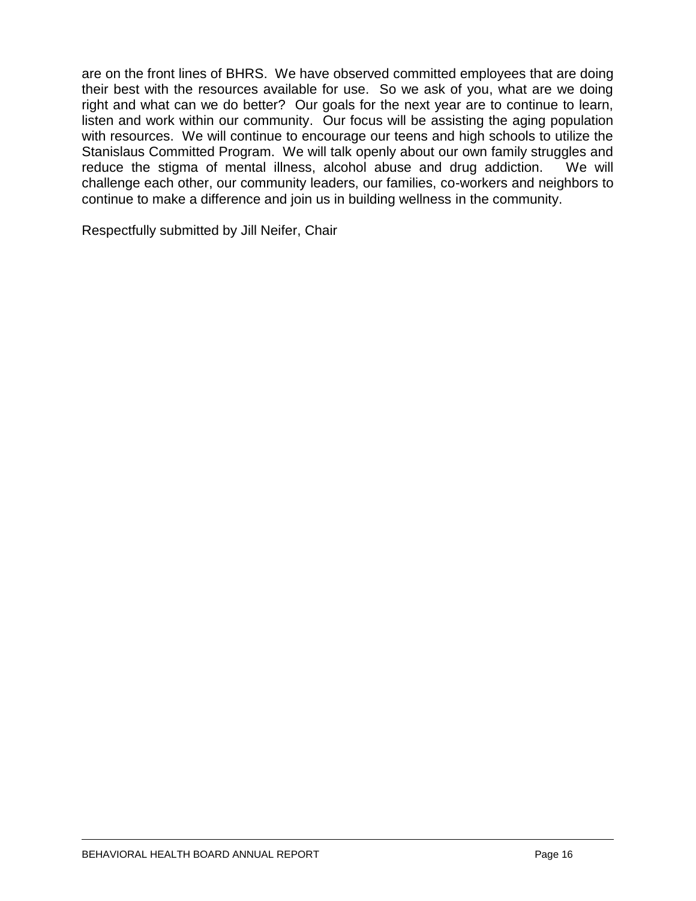are on the front lines of BHRS. We have observed committed employees that are doing their best with the resources available for use. So we ask of you, what are we doing right and what can we do better? Our goals for the next year are to continue to learn, listen and work within our community. Our focus will be assisting the aging population with resources. We will continue to encourage our teens and high schools to utilize the Stanislaus Committed Program. We will talk openly about our own family struggles and reduce the stigma of mental illness, alcohol abuse and drug addiction. We will challenge each other, our community leaders, our families, co-workers and neighbors to continue to make a difference and join us in building wellness in the community.

Respectfully submitted by Jill Neifer, Chair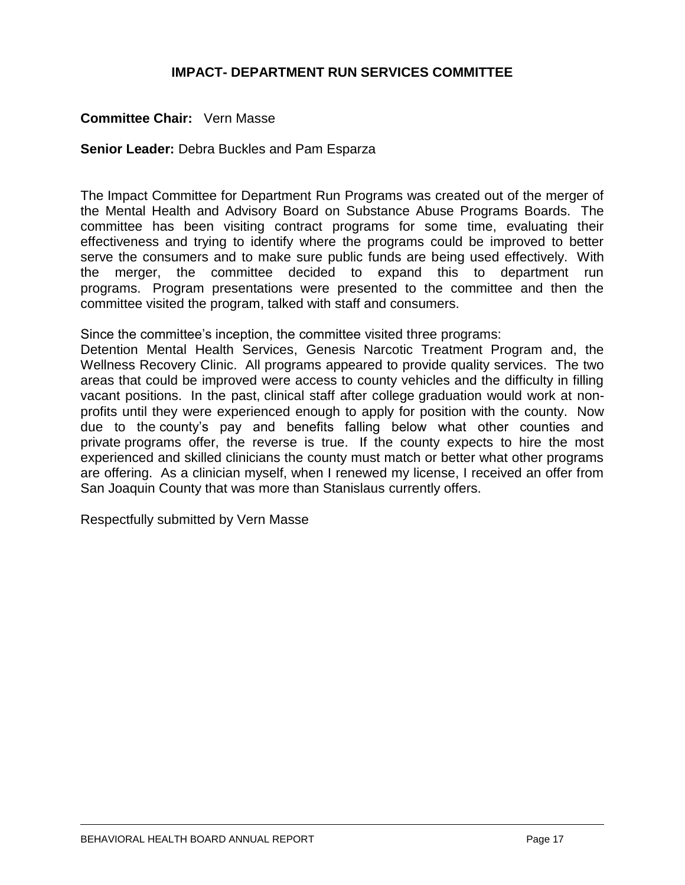## IMPACT- DEPARTMENT RUN SERVICES COMMITTEE

**Committee Chair:** Vern Masse

**Senior Leader:** Debra Buckles and Pam Esparza

The Impact Committee for Department Run Programs was created out of the merger of the Mental Health and Advisory Board on Substance Abuse Programs Boards. The committee has been visiting contract programs for some time, evaluating their effectiveness and trying to identify where the programs could be improved to better serve the consumers and to make sure public funds are being used effectively. With the merger, the committee decided to expand this to department run programs. Program presentations were presented to the committee and then the committee visited the program, talked with staff and consumers.

Since the committee's inception, the committee visited three programs:
Detention Mental Health Services, Genesis Narcotic Treatment Program and, the Wellness Recovery Clinic. All programs appeared to provide quality services. The two areas that could be improved were access to county vehicles and the difficulty in filling vacant positions. In the past, clinical staff after college graduation would work at non-profits until they were experienced enough to apply for position with the county. Now due to the county's pay and benefits falling below what other counties and private programs offer, the reverse is true. If the county expects to hire the most experienced and skilled clinicians the county must match or better what other programs are offering. As a clinician myself, when I renewed my license, I received an offer from San Joaquin County that was more than Stanislaus currently offers.

Respectfully submitted by Vern Masse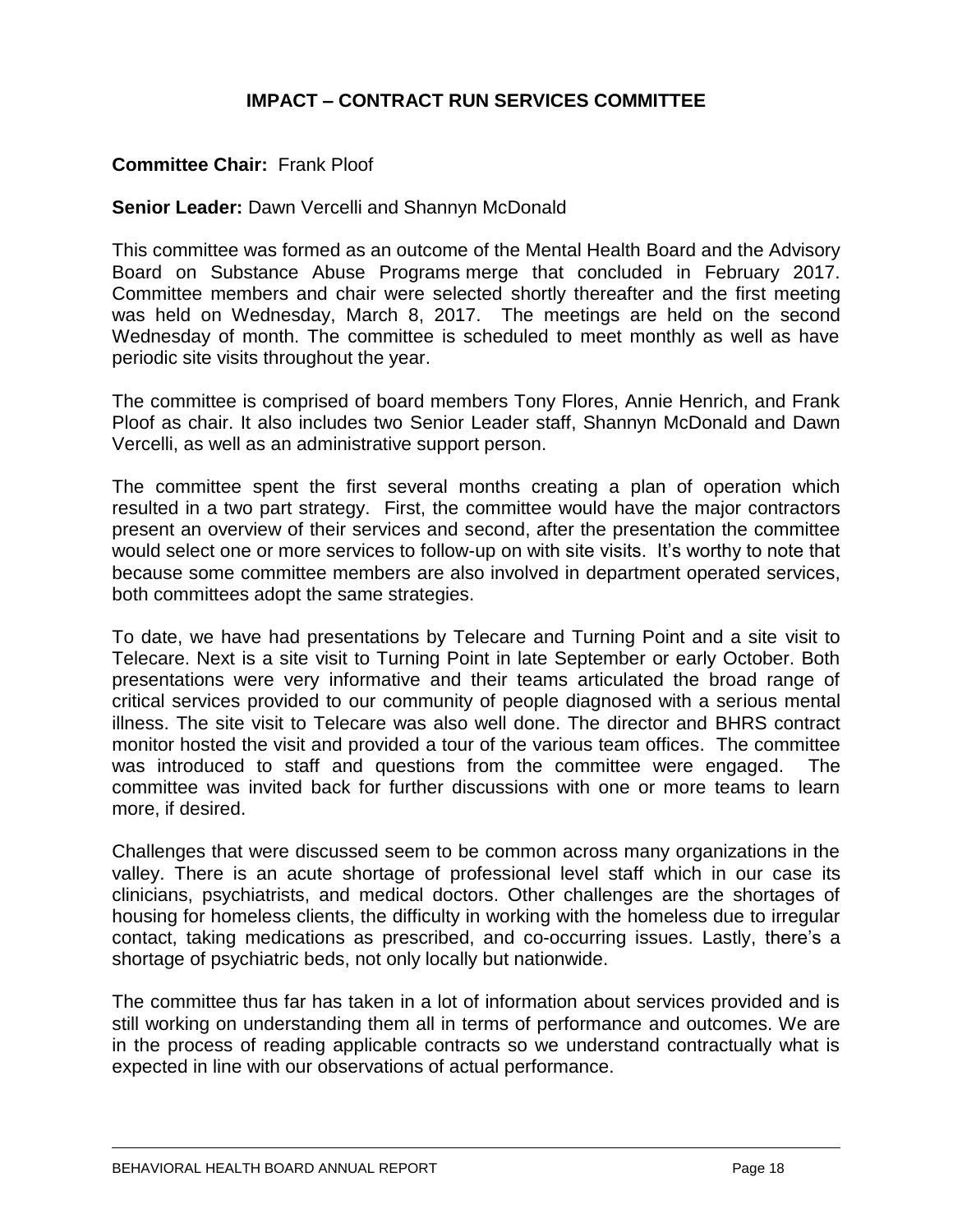## IMPACT – CONTRACT RUN SERVICES COMMITTEE

**Committee Chair:** Frank Ploof

**Senior Leader:** Dawn Vercelli and Shannyn McDonald

This committee was formed as an outcome of the Mental Health Board and the Advisory Board on Substance Abuse Programs merge that concluded in February 2017. Committee members and chair were selected shortly thereafter and the first meeting was held on Wednesday, March 8, 2017. The meetings are held on the second Wednesday of month. The committee is scheduled to meet monthly as well as have periodic site visits throughout the year.

The committee is comprised of board members Tony Flores, Annie Henrich, and Frank Ploof as chair. It also includes two Senior Leader staff, Shannyn McDonald and Dawn Vercelli, as well as an administrative support person.

The committee spent the first several months creating a plan of operation which resulted in a two part strategy. First, the committee would have the major contractors present an overview of their services and second, after the presentation the committee would select one or more services to follow-up on with site visits. It's worthy to note that because some committee members are also involved in department operated services, both committees adopt the same strategies.

To date, we have had presentations by Telecare and Turning Point and a site visit to Telecare. Next is a site visit to Turning Point in late September or early October. Both presentations were very informative and their teams articulated the broad range of critical services provided to our community of people diagnosed with a serious mental illness. The site visit to Telecare was also well done. The director and BHRS contract monitor hosted the visit and provided a tour of the various team offices. The committee was introduced to staff and questions from the committee were engaged. The committee was invited back for further discussions with one or more teams to learn more, if desired.

Challenges that were discussed seem to be common across many organizations in the valley. There is an acute shortage of professional level staff which in our case its clinicians, psychiatrists, and medical doctors. Other challenges are the shortages of housing for homeless clients, the difficulty in working with the homeless due to irregular contact, taking medications as prescribed, and co-occurring issues. Lastly, there's a shortage of psychiatric beds, not only locally but nationwide.

The committee thus far has taken in a lot of information about services provided and is still working on understanding them all in terms of performance and outcomes. We are in the process of reading applicable contracts so we understand contractually what is expected in line with our observations of actual performance.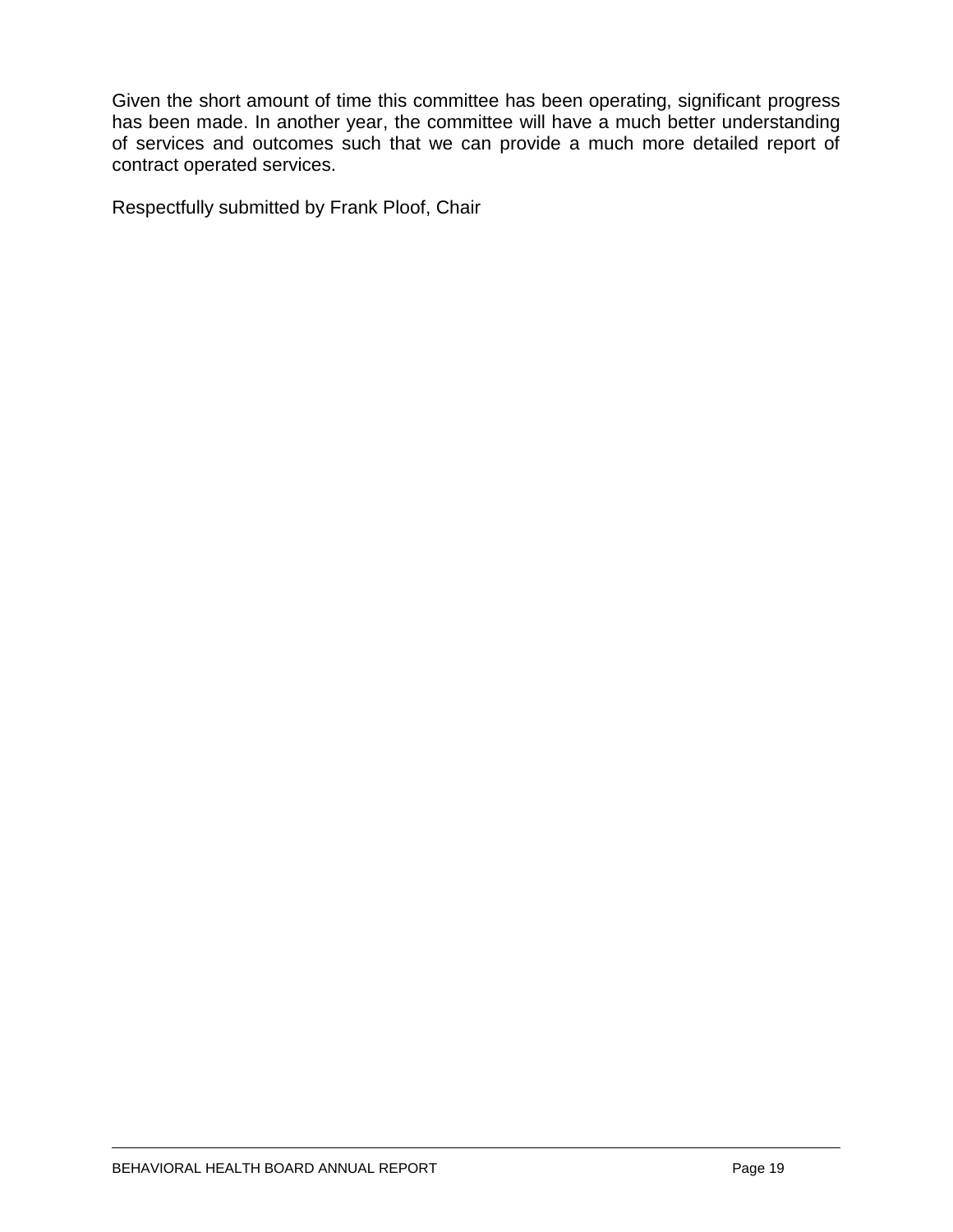Given the short amount of time this committee has been operating, significant progress has been made. In another year, the committee will have a much better understanding of services and outcomes such that we can provide a much more detailed report of contract operated services.

Respectfully submitted by Frank Ploof, Chair